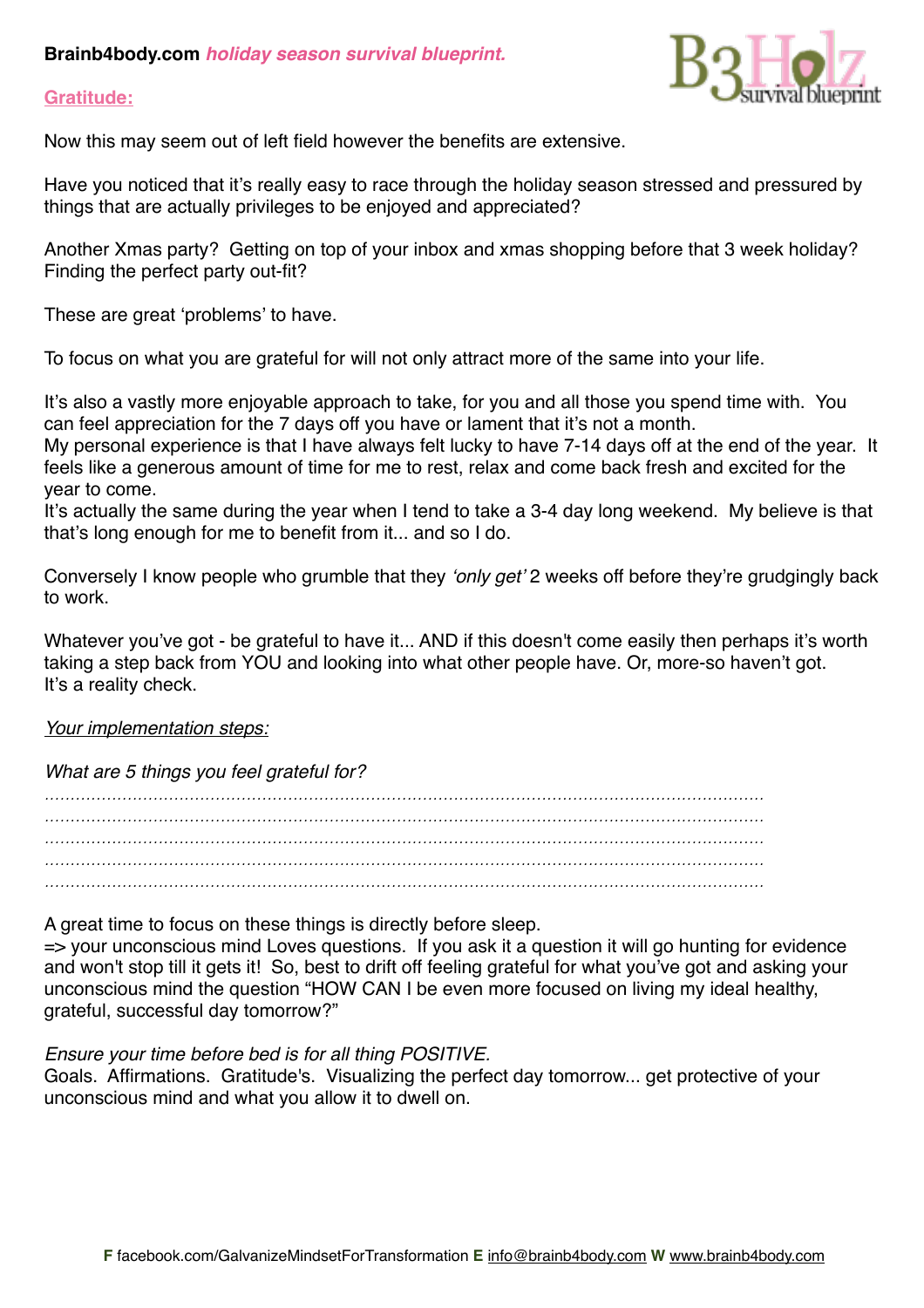**Brainb4body.com** ***holiday season survival blueprint.***

## Gratitude:

Now this may seem out of left field however the benefits are extensive.

Have you noticed that it's really easy to race through the holiday season stressed and pressured by things that are actually privileges to be enjoyed and appreciated?

Another Xmas party? Getting on top of your inbox and xmas shopping before that 3 week holiday? Finding the perfect party out-fit?

These are great 'problems' to have.

To focus on what you are grateful for will not only attract more of the same into your life.

It's also a vastly more enjoyable approach to take, for you and all those you spend time with. You can feel appreciation for the 7 days off you have or lament that it's not a month.
My personal experience is that I have always felt lucky to have 7-14 days off at the end of the year. It feels like a generous amount of time for me to rest, relax and come back fresh and excited for the year to come.
It's actually the same during the year when I tend to take a 3-4 day long weekend. My believe is that that's long enough for me to benefit from it... and so I do.

Conversely I know people who grumble that they *'only get'* 2 weeks off before they're grudgingly back to work.

Whatever you've got - be grateful to have it... AND if this doesn't come easily then perhaps it's worth taking a step back from YOU and looking into what other people have. Or, more-so haven't got.
It's a reality check.

*Your implementation steps:*

*What are 5 things you feel grateful for?*

..............................................................................................................................................
..............................................................................................................................................
..............................................................................................................................................
..............................................................................................................................................
..............................................................................................................................................

A great time to focus on these things is directly before sleep.
=> your unconscious mind Loves questions. If you ask it a question it will go hunting for evidence and won't stop till it gets it! So, best to drift off feeling grateful for what you've got and asking your unconscious mind the question "HOW CAN I be even more focused on living my ideal healthy, grateful, successful day tomorrow?"

*Ensure your time before bed is for all thing POSITIVE.*
Goals. Affirmations. Gratitude's. Visualizing the perfect day tomorrow... get protective of your unconscious mind and what you allow it to dwell on.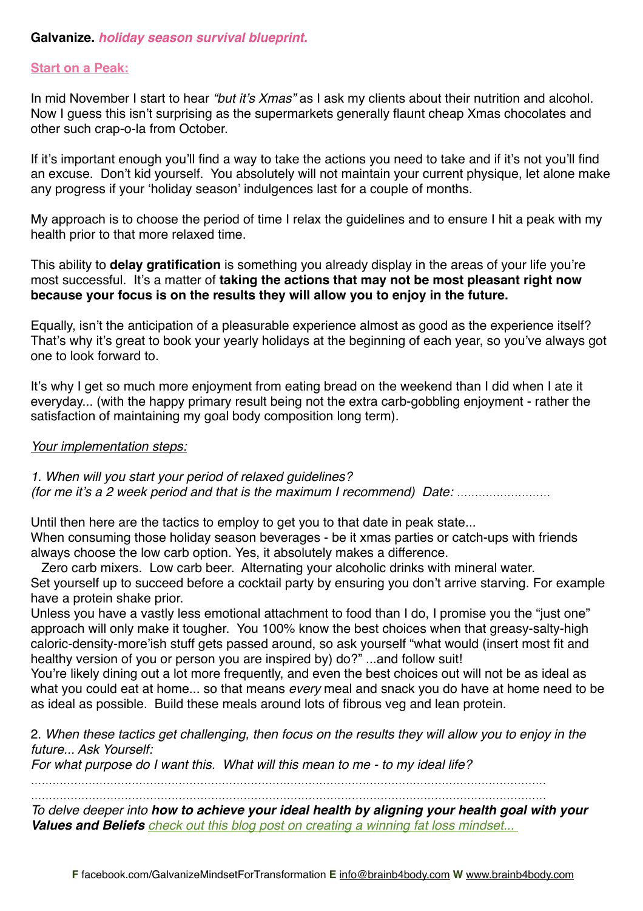**Galvanize.** ***holiday season survival blueprint.***

## Start on a Peak:

In mid November I start to hear *"but it's Xmas"* as I ask my clients about their nutrition and alcohol. Now I guess this isn't surprising as the supermarkets generally flaunt cheap Xmas chocolates and other such crap-o-la from October.

If it's important enough you'll find a way to take the actions you need to take and if it's not you'll find an excuse. Don't kid yourself. You absolutely will not maintain your current physique, let alone make any progress if your 'holiday season' indulgences last for a couple of months.

My approach is to choose the period of time I relax the guidelines and to ensure I hit a peak with my health prior to that more relaxed time.

This ability to **delay gratification** is something you already display in the areas of your life you're most successful. It's a matter of **taking the actions that may not be most pleasant right now because your focus is on the results they will allow you to enjoy in the future.**

Equally, isn't the anticipation of a pleasurable experience almost as good as the experience itself? That's why it's great to book your yearly holidays at the beginning of each year, so you've always got one to look forward to.

It's why I get so much more enjoyment from eating bread on the weekend than I did when I ate it everyday... (with the happy primary result being not the extra carb-gobbling enjoyment - rather the satisfaction of maintaining my goal body composition long term).

*Your implementation steps:*

*1. When will you start your period of relaxed guidelines?*
*(for me it's a 2 week period and that is the maximum I recommend) Date: ..........................*

Until then here are the tactics to employ to get you to that date in peak state...
When consuming those holiday season beverages - be it xmas parties or catch-ups with friends always choose the low carb option. Yes, it absolutely makes a difference.
Zero carb mixers. Low carb beer. Alternating your alcoholic drinks with mineral water.
Set yourself up to succeed before a cocktail party by ensuring you don't arrive starving. For example have a protein shake prior.
Unless you have a vastly less emotional attachment to food than I do, I promise you the "just one" approach will only make it tougher. You 100% know the best choices when that greasy-salty-high caloric-density-more'ish stuff gets passed around, so ask yourself "what would (insert most fit and healthy version of you or person you are inspired by) do?" ...and follow suit!
You're likely dining out a lot more frequently, and even the best choices out will not be as ideal as what you could eat at home... so that means *every* meal and snack you do have at home need to be as ideal as possible. Build these meals around lots of fibrous veg and lean protein.

2. *When these tactics get challenging, then focus on the results they will allow you to enjoy in the future... Ask Yourself:*
*For what purpose do I want this. What will this mean to me - to my ideal life?*

.............................................................................................................................................

.............................................................................................................................................

*To delve deeper into **how to achieve your ideal health by aligning your health goal with your Values and Beliefs** check out this blog post on creating a winning fat loss mindset...*

**F** facebook.com/GalvanizeMindsetForTransformation **E** info@brainb4body.com **W** www.brainb4body.com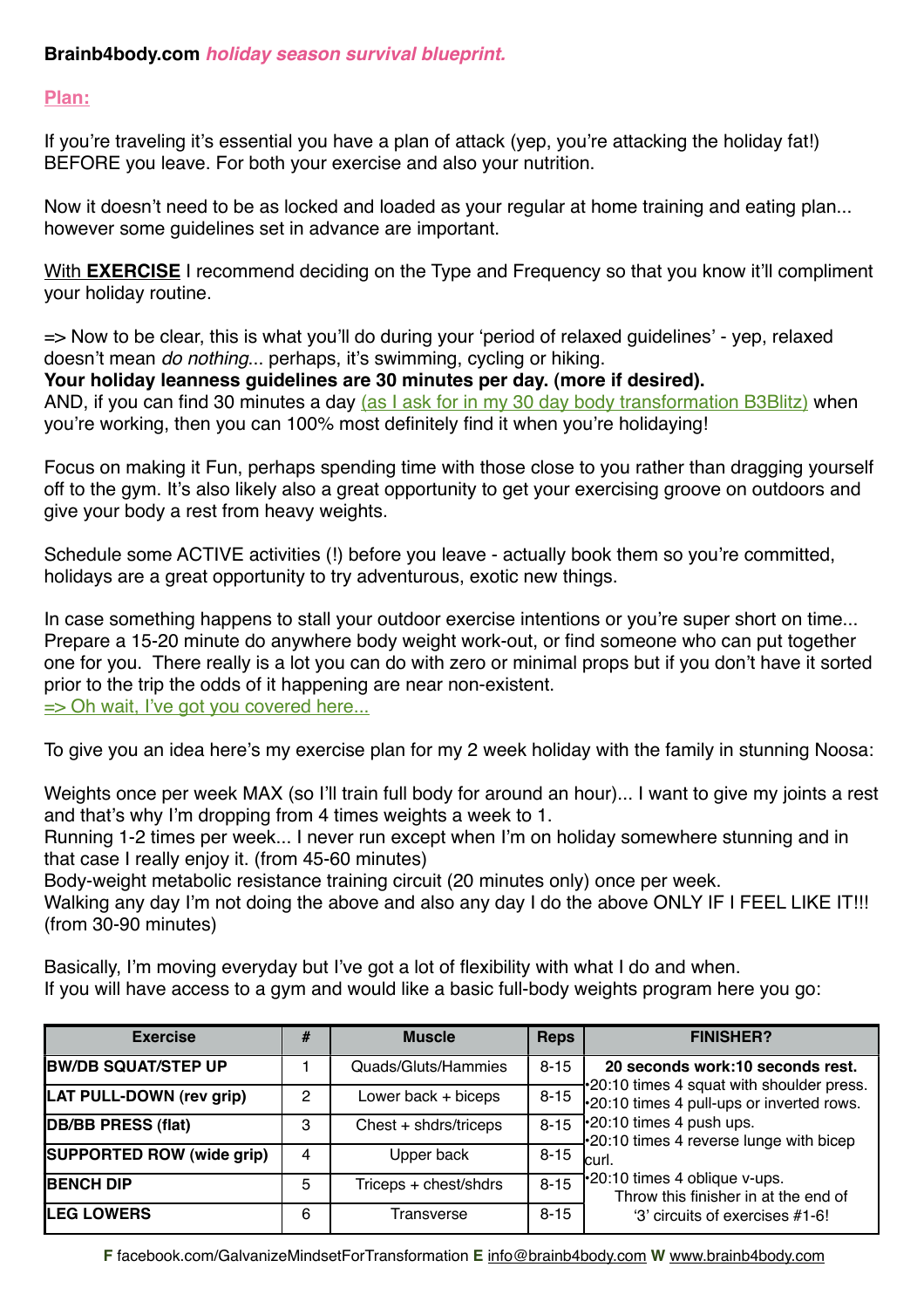**Brainb4body.com** ***holiday season survival blueprint.***

**Plan:**

If you're traveling it's essential you have a plan of attack (yep, you're attacking the holiday fat!) BEFORE you leave. For both your exercise and also your nutrition.

Now it doesn't need to be as locked and loaded as your regular at home training and eating plan... however some guidelines set in advance are important.

With **EXERCISE** I recommend deciding on the Type and Frequency so that you know it'll compliment your holiday routine.

=> Now to be clear, this is what you'll do during your 'period of relaxed guidelines' - yep, relaxed doesn't mean *do nothing*... perhaps, it's swimming, cycling or hiking.
**Your holiday leanness guidelines are 30 minutes per day. (more if desired).**
AND, if you can find 30 minutes a day (as I ask for in my 30 day body transformation B3Blitz) when you're working, then you can 100% most definitely find it when you're holidaying!

Focus on making it Fun, perhaps spending time with those close to you rather than dragging yourself off to the gym. It's also likely also a great opportunity to get your exercising groove on outdoors and give your body a rest from heavy weights.

Schedule some ACTIVE activities (!) before you leave - actually book them so you're committed, holidays are a great opportunity to try adventurous, exotic new things.

In case something happens to stall your outdoor exercise intentions or you're super short on time... Prepare a 15-20 minute do anywhere body weight work-out, or find someone who can put together one for you. There really is a lot you can do with zero or minimal props but if you don't have it sorted prior to the trip the odds of it happening are near non-existent.
=> Oh wait, I've got you covered here...

To give you an idea here's my exercise plan for my 2 week holiday with the family in stunning Noosa:

Weights once per week MAX (so I'll train full body for around an hour)... I want to give my joints a rest and that's why I'm dropping from 4 times weights a week to 1.
Running 1-2 times per week... I never run except when I'm on holiday somewhere stunning and in that case I really enjoy it. (from 45-60 minutes)
Body-weight metabolic resistance training circuit (20 minutes only) once per week.
Walking any day I'm not doing the above and also any day I do the above ONLY IF I FEEL LIKE IT!!! (from 30-90 minutes)

Basically, I'm moving everyday but I've got a lot of flexibility with what I do and when.
If you will have access to a gym and would like a basic full-body weights program here you go:

| Exercise | # | Muscle | Reps | FINISHER? |
|---|---|---|---|---|
| **BW/DB SQUAT/STEP UP** | 1 | Quads/Gluts/Hammies | 8-15 | **20 seconds work:10 seconds rest.**<br>•20:10 times 4 squat with shoulder press.<br>•20:10 times 4 pull-ups or inverted rows.<br>•20:10 times 4 push ups.<br>•20:10 times 4 reverse lunge with bicep curl.<br>•20:10 times 4 oblique v-ups.<br>Throw this finisher in at the end of '3' circuits of exercises #1-6! |
| **LAT PULL-DOWN (rev grip)** | 2 | Lower back + biceps | 8-15 | |
| **DB/BB PRESS (flat)** | 3 | Chest + shdrs/triceps | 8-15 | |
| **SUPPORTED ROW (wide grip)** | 4 | Upper back | 8-15 | |
| **BENCH DIP** | 5 | Triceps + chest/shdrs | 8-15 | |
| **LEG LOWERS** | 6 | Transverse | 8-15 | |

**F** facebook.com/GalvanizeMindsetForTransformation **E** info@brainb4body.com **W** www.brainb4body.com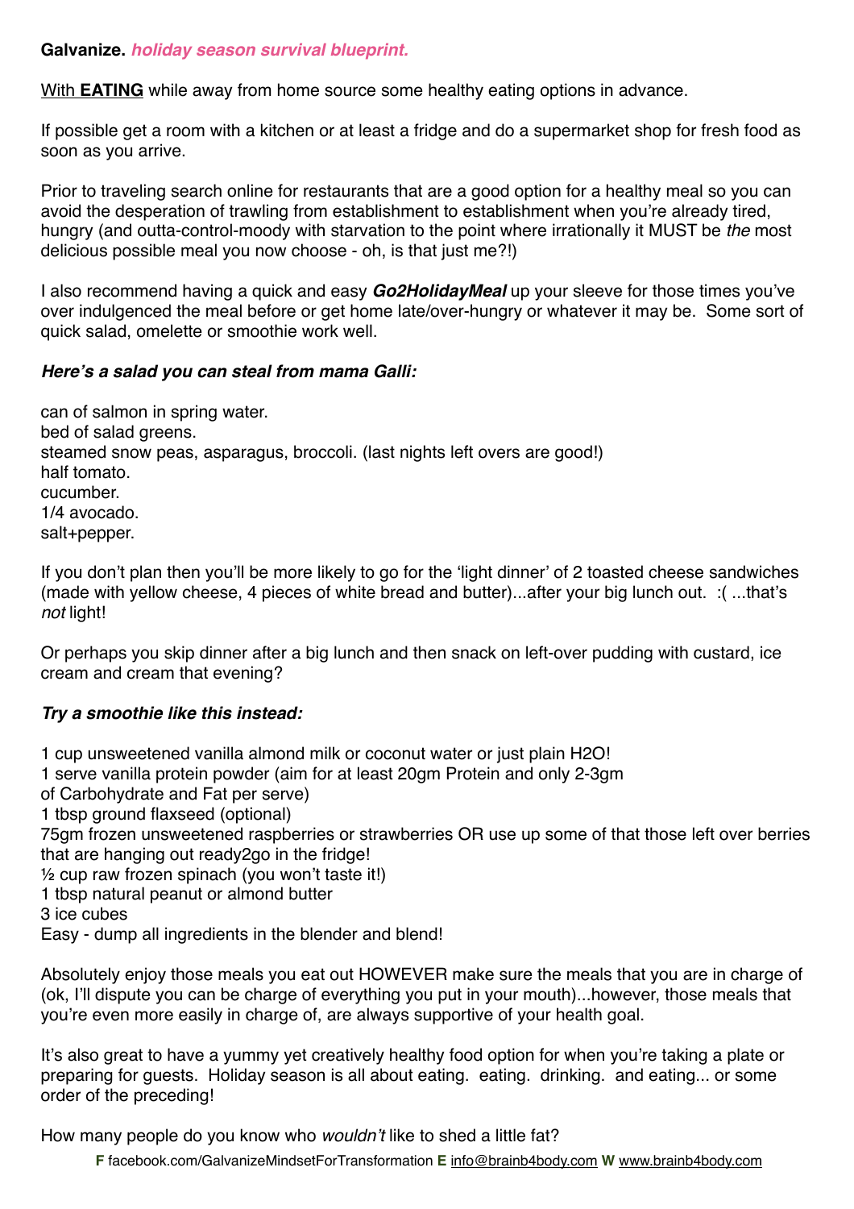**Galvanize.** ***holiday season survival blueprint.***

With **EATING** while away from home source some healthy eating options in advance.

If possible get a room with a kitchen or at least a fridge and do a supermarket shop for fresh food as soon as you arrive.

Prior to traveling search online for restaurants that are a good option for a healthy meal so you can avoid the desperation of trawling from establishment to establishment when you're already tired, hungry (and outta-control-moody with starvation to the point where irrationally it MUST be *the* most delicious possible meal you now choose - oh, is that just me?!)

I also recommend having a quick and easy ***Go2HolidayMeal*** up your sleeve for those times you've over indulgenced the meal before or get home late/over-hungry or whatever it may be. Some sort of quick salad, omelette or smoothie work well.

***Here's a salad you can steal from mama Galli:***

can of salmon in spring water.
bed of salad greens.
steamed snow peas, asparagus, broccoli. (last nights left overs are good!)
half tomato.
cucumber.
1/4 avocado.
salt+pepper.

If you don't plan then you'll be more likely to go for the 'light dinner' of 2 toasted cheese sandwiches (made with yellow cheese, 4 pieces of white bread and butter)...after your big lunch out. :( ...that's *not* light!

Or perhaps you skip dinner after a big lunch and then snack on left-over pudding with custard, ice cream and cream that evening?

***Try a smoothie like this instead:***

1 cup unsweetened vanilla almond milk or coconut water or just plain H2O!
1 serve vanilla protein powder (aim for at least 20gm Protein and only 2-3gm of Carbohydrate and Fat per serve)
1 tbsp ground flaxseed (optional)
75gm frozen unsweetened raspberries or strawberries OR use up some of that those left over berries that are hanging out ready2go in the fridge!
½ cup raw frozen spinach (you won't taste it!)
1 tbsp natural peanut or almond butter
3 ice cubes
Easy - dump all ingredients in the blender and blend!

Absolutely enjoy those meals you eat out HOWEVER make sure the meals that you are in charge of (ok, I'll dispute you can be charge of everything you put in your mouth)...however, those meals that you're even more easily in charge of, are always supportive of your health goal.

It's also great to have a yummy yet creatively healthy food option for when you're taking a plate or preparing for guests. Holiday season is all about eating. eating. drinking. and eating... or some order of the preceding!

How many people do you know who *wouldn't* like to shed a little fat?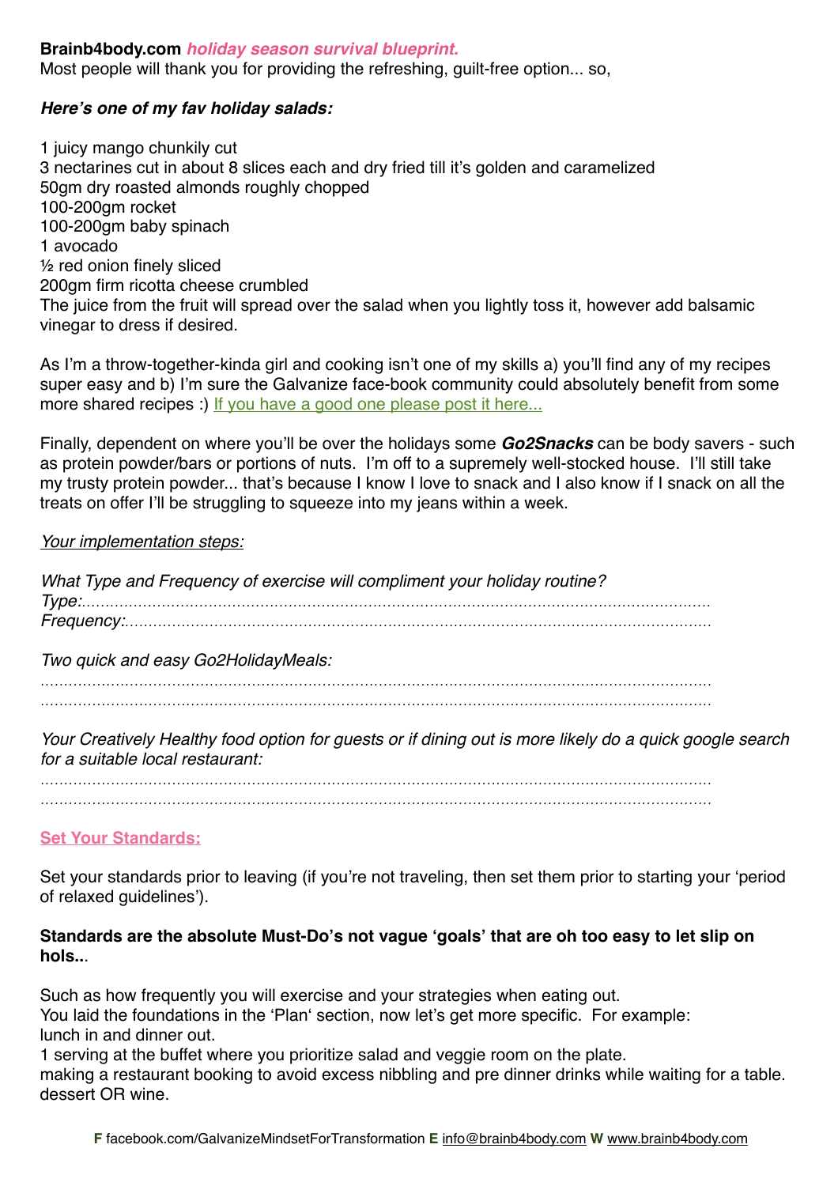**Brainb4body.com** ***holiday season survival blueprint.***
Most people will thank you for providing the refreshing, guilt-free option... so,

***Here's one of my fav holiday salads:***

1 juicy mango chunkily cut
3 nectarines cut in about 8 slices each and dry fried till it's golden and caramelized
50gm dry roasted almonds roughly chopped
100-200gm rocket
100-200gm baby spinach
1 avocado
½ red onion finely sliced
200gm firm ricotta cheese crumbled
The juice from the fruit will spread over the salad when you lightly toss it, however add balsamic vinegar to dress if desired.

As I'm a throw-together-kinda girl and cooking isn't one of my skills a) you'll find any of my recipes super easy and b) I'm sure the Galvanize face-book community could absolutely benefit from some more shared recipes :) If you have a good one please post it here...

Finally, dependent on where you'll be over the holidays some ***Go2Snacks*** can be body savers - such as protein powder/bars or portions of nuts. I'm off to a supremely well-stocked house. I'll still take my trusty protein powder... that's because I know I love to snack and I also know if I snack on all the treats on offer I'll be struggling to squeeze into my jeans within a week.

*Your implementation steps:*

*What Type and Frequency of exercise will compliment your holiday routine?*
*Type:.......................................................................................................................................*
*Frequency:...............................................................................................................................*

*Two quick and easy Go2HolidayMeals:*
*.................................................................................................................................................*
*.................................................................................................................................................*

*Your Creatively Healthy food option for guests or if dining out is more likely do a quick google search for a suitable local restaurant:*
*.................................................................................................................................................*
*.................................................................................................................................................*

## Set Your Standards:

Set your standards prior to leaving (if you're not traveling, then set them prior to starting your 'period of relaxed guidelines').

**Standards are the absolute Must-Do's not vague 'goals' that are oh too easy to let slip on hols..**.

Such as how frequently you will exercise and your strategies when eating out.
You laid the foundations in the 'Plan' section, now let's get more specific. For example:
lunch in and dinner out.
1 serving at the buffet where you prioritize salad and veggie room on the plate.
making a restaurant booking to avoid excess nibbling and pre dinner drinks while waiting for a table.
dessert OR wine.

**F** facebook.com/GalvanizeMindsetForTransformation **E** info@brainb4body.com **W** www.brainb4body.com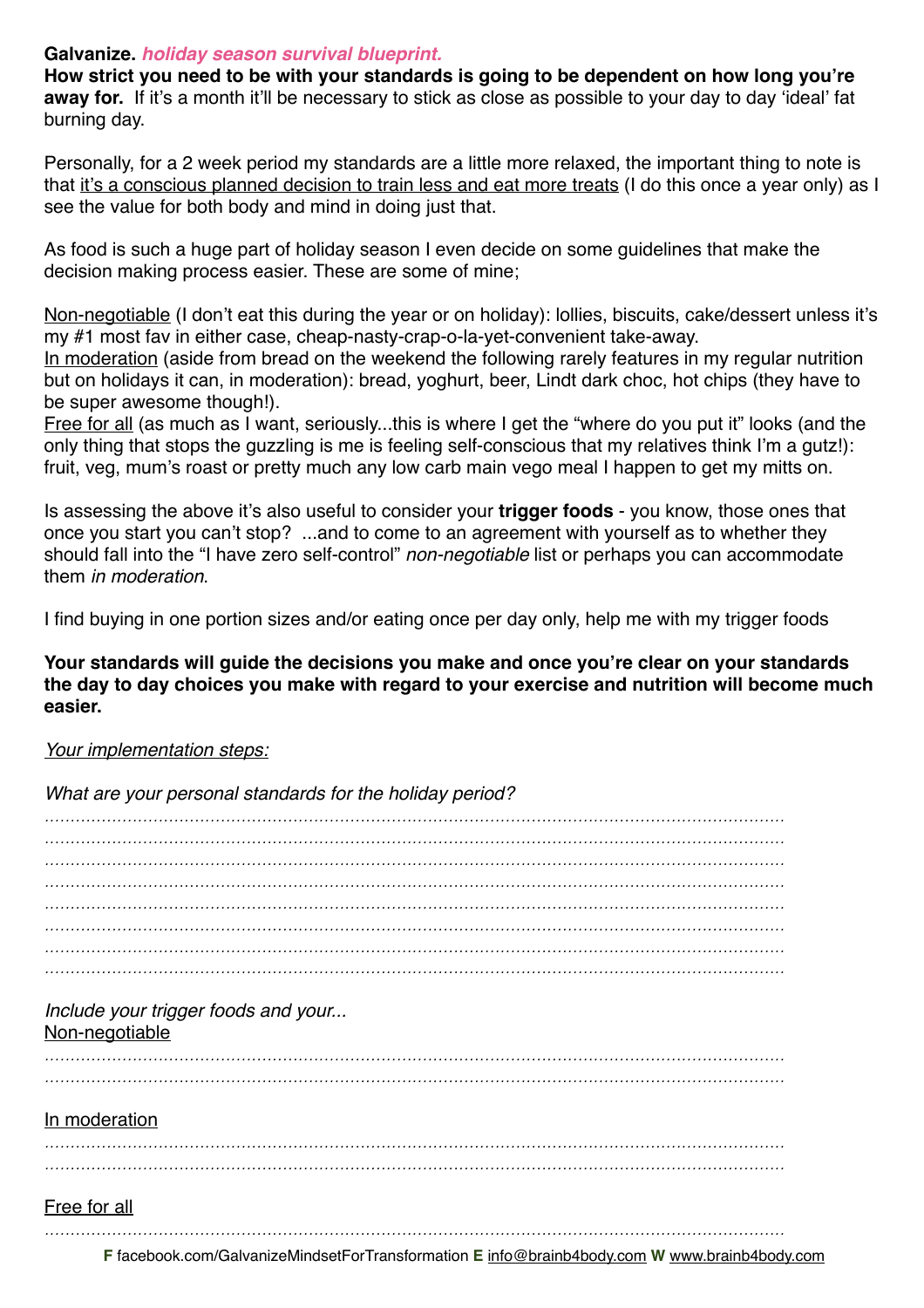**Galvanize.** ***holiday season survival blueprint.***

**How strict you need to be with your standards is going to be dependent on how long you're away for.** If it's a month it'll be necessary to stick as close as possible to your day to day 'ideal' fat burning day.

Personally, for a 2 week period my standards are a little more relaxed, the important thing to note is that <u>it's a conscious planned decision to train less and eat more treats</u> (I do this once a year only) as I see the value for both body and mind in doing just that.

As food is such a huge part of holiday season I even decide on some guidelines that make the decision making process easier. These are some of mine;

<u>Non-negotiable</u> (I don't eat this during the year or on holiday): lollies, biscuits, cake/dessert unless it's my #1 most fav in either case, cheap-nasty-crap-o-la-yet-convenient take-away.
<u>In moderation</u> (aside from bread on the weekend the following rarely features in my regular nutrition but on holidays it can, in moderation): bread, yoghurt, beer, Lindt dark choc, hot chips (they have to be super awesome though!).
<u>Free for all</u> (as much as I want, seriously...this is where I get the "where do you put it" looks (and the only thing that stops the guzzling is me is feeling self-conscious that my relatives think I'm a gutz!): fruit, veg, mum's roast or pretty much any low carb main vego meal I happen to get my mitts on.

Is assessing the above it's also useful to consider your **trigger foods** - you know, those ones that once you start you can't stop? ...and to come to an agreement with yourself as to whether they should fall into the "I have zero self-control" *non-negotiable* list or perhaps you can accommodate them *in moderation*.

I find buying in one portion sizes and/or eating once per day only, help me with my trigger foods

**Your standards will guide the decisions you make and once you're clear on your standards the day to day choices you make with regard to your exercise and nutrition will become much easier.**

*<u>Your implementation steps:</u>*

*What are your personal standards for the holiday period?*

..............................................................................................................................................
..............................................................................................................................................
..............................................................................................................................................
..............................................................................................................................................
..............................................................................................................................................
..............................................................................................................................................
..............................................................................................................................................
..............................................................................................................................................

*Include your trigger foods and your...*
<u>Non-negotiable</u>

..............................................................................................................................................
..............................................................................................................................................

<u>In moderation</u>

..............................................................................................................................................
..............................................................................................................................................

<u>Free for all</u>

..............................................................................................................................................

**F** facebook.com/GalvanizeMindsetForTransformation **E** info@brainb4body.com **W** www.brainb4body.com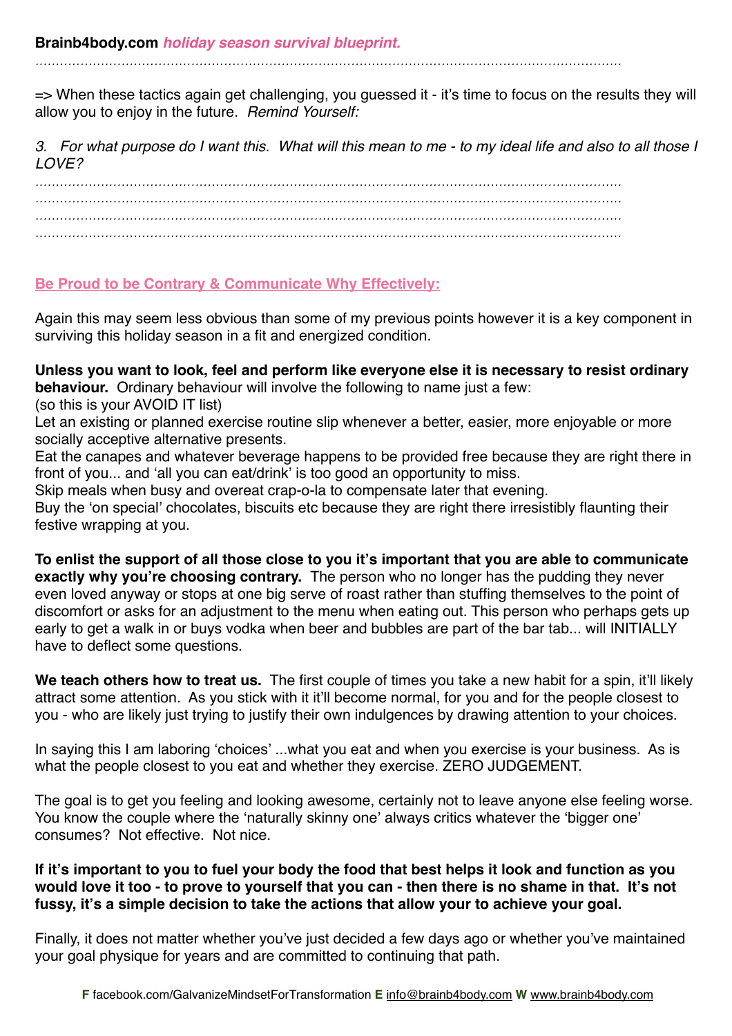........................................................................................................................................................

=> When these tactics again get challenging, you guessed it - it's time to focus on the results they will allow you to enjoy in the future. *Remind Yourself:*

*3. For what purpose do I want this. What will this mean to me - to my ideal life and also to all those I LOVE?*

........................................................................................................................................................
........................................................................................................................................................
........................................................................................................................................................
........................................................................................................................................................

## Be Proud to be Contrary & Communicate Why Effectively:

Again this may seem less obvious than some of my previous points however it is a key component in surviving this holiday season in a fit and energized condition.

**Unless you want to look, feel and perform like everyone else it is necessary to resist ordinary behaviour.** Ordinary behaviour will involve the following to name just a few:
(so this is your AVOID IT list)
Let an existing or planned exercise routine slip whenever a better, easier, more enjoyable or more socially acceptive alternative presents.
Eat the canapes and whatever beverage happens to be provided free because they are right there in front of you... and 'all you can eat/drink' is too good an opportunity to miss.
Skip meals when busy and overeat crap-o-la to compensate later that evening.
Buy the 'on special' chocolates, biscuits etc because they are right there irresistibly flaunting their festive wrapping at you.

**To enlist the support of all those close to you it's important that you are able to communicate exactly why you're choosing contrary.** The person who no longer has the pudding they never even loved anyway or stops at one big serve of roast rather than stuffing themselves to the point of discomfort or asks for an adjustment to the menu when eating out. This person who perhaps gets up early to get a walk in or buys vodka when beer and bubbles are part of the bar tab... will INITIALLY have to deflect some questions.

**We teach others how to treat us.** The first couple of times you take a new habit for a spin, it'll likely attract some attention. As you stick with it it'll become normal, for you and for the people closest to you - who are likely just trying to justify their own indulgences by drawing attention to your choices.

In saying this I am laboring 'choices' ...what you eat and when you exercise is your business. As is what the people closest to you eat and whether they exercise. ZERO JUDGEMENT.

The goal is to get you feeling and looking awesome, certainly not to leave anyone else feeling worse. You know the couple where the 'naturally skinny one' always critics whatever the 'bigger one' consumes? Not effective. Not nice.

**If it's important to you to fuel your body the food that best helps it look and function as you would love it too - to prove to yourself that you can - then there is no shame in that. It's not fussy, it's a simple decision to take the actions that allow your to achieve your goal.**

Finally, it does not matter whether you've just decided a few days ago or whether you've maintained your goal physique for years and are committed to continuing that path.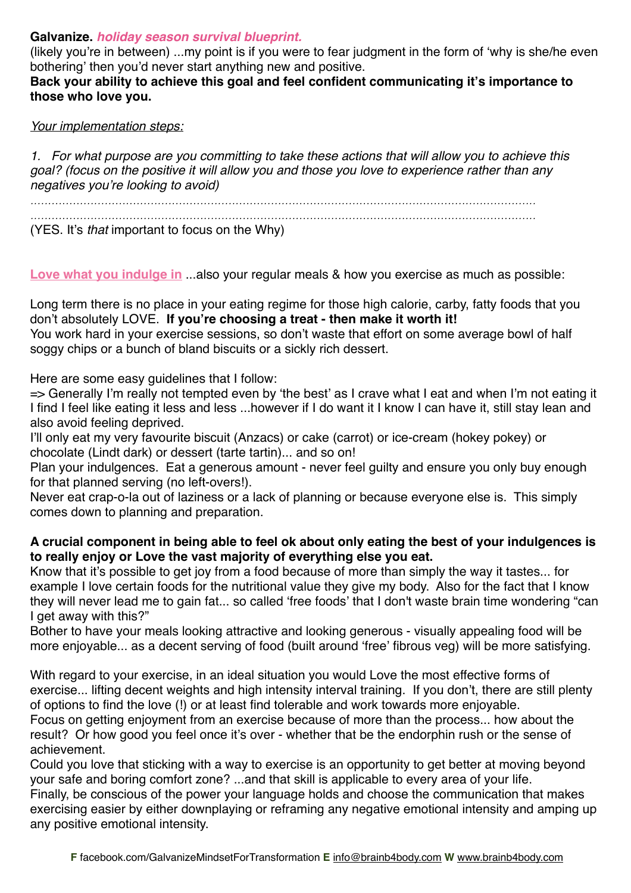**Galvanize.** ***holiday season survival blueprint.***

(likely you're in between) ...my point is if you were to fear judgment in the form of 'why is she/he even bothering' then you'd never start anything new and positive.

**Back your ability to achieve this goal and feel confident communicating it's importance to those who love you.**

*Your implementation steps:*

*1. For what purpose are you committing to take these actions that will allow you to achieve this goal? (focus on the positive it will allow you and those you love to experience rather than any negatives you're looking to avoid)*

*......................................................................................................................................*

*......................................................................................................................................*

(YES. It's *that* important to focus on the Why)

**Love what you indulge in** ...also your regular meals & how you exercise as much as possible:

Long term there is no place in your eating regime for those high calorie, carby, fatty foods that you don't absolutely LOVE. **If you're choosing a treat - then make it worth it!**
You work hard in your exercise sessions, so don't waste that effort on some average bowl of half soggy chips or a bunch of bland biscuits or a sickly rich dessert.

Here are some easy guidelines that I follow:
=> Generally I'm really not tempted even by 'the best' as I crave what I eat and when I'm not eating it I find I feel like eating it less and less ...however if I do want it I know I can have it, still stay lean and also avoid feeling deprived.
I'll only eat my very favourite biscuit (Anzacs) or cake (carrot) or ice-cream (hokey pokey) or chocolate (Lindt dark) or dessert (tarte tartin)... and so on!
Plan your indulgences. Eat a generous amount - never feel guilty and ensure you only buy enough for that planned serving (no left-overs!).
Never eat crap-o-la out of laziness or a lack of planning or because everyone else is. This simply comes down to planning and preparation.

**A crucial component in being able to feel ok about only eating the best of your indulgences is to really enjoy or Love the vast majority of everything else you eat.**
Know that it's possible to get joy from a food because of more than simply the way it tastes... for example I love certain foods for the nutritional value they give my body. Also for the fact that I know they will never lead me to gain fat... so called 'free foods' that I don't waste brain time wondering "can I get away with this?"
Bother to have your meals looking attractive and looking generous - visually appealing food will be more enjoyable... as a decent serving of food (built around 'free' fibrous veg) will be more satisfying.

With regard to your exercise, in an ideal situation you would Love the most effective forms of exercise... lifting decent weights and high intensity interval training. If you don't, there are still plenty of options to find the love (!) or at least find tolerable and work towards more enjoyable.
Focus on getting enjoyment from an exercise because of more than the process... how about the result? Or how good you feel once it's over - whether that be the endorphin rush or the sense of achievement.
Could you love that sticking with a way to exercise is an opportunity to get better at moving beyond your safe and boring comfort zone? ...and that skill is applicable to every area of your life.
Finally, be conscious of the power your language holds and choose the communication that makes exercising easier by either downplaying or reframing any negative emotional intensity and amping up any positive emotional intensity.

**F** facebook.com/GalvanizeMindsetForTransformation **E** info@brainb4body.com **W** www.brainb4body.com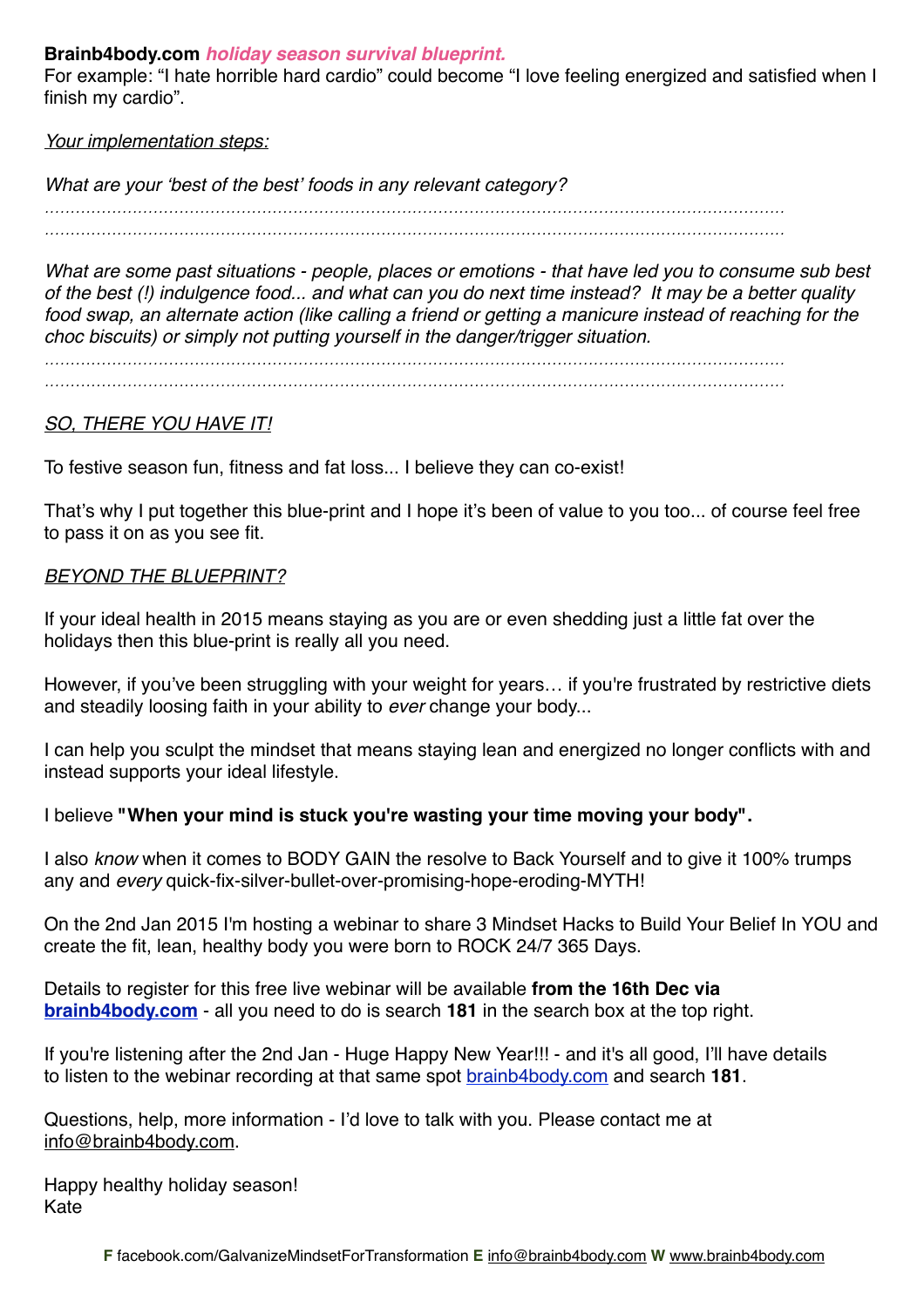For example: "I hate horrible hard cardio" could become "I love feeling energized and satisfied when I finish my cardio".

*Your implementation steps:*

*What are your 'best of the best' foods in any relevant category?*

*.................................................................................................................................................*
*.................................................................................................................................................*

*What are some past situations - people, places or emotions - that have led you to consume sub best of the best (!) indulgence food... and what can you do next time instead? It may be a better quality food swap, an alternate action (like calling a friend or getting a manicure instead of reaching for the choc biscuits) or simply not putting yourself in the danger/trigger situation.*

*.................................................................................................................................................*
*.................................................................................................................................................*

*SO, THERE YOU HAVE IT!*

To festive season fun, fitness and fat loss... I believe they can co-exist!

That's why I put together this blue-print and I hope it's been of value to you too... of course feel free to pass it on as you see fit.

*BEYOND THE BLUEPRINT?*

If your ideal health in 2015 means staying as you are or even shedding just a little fat over the holidays then this blue-print is really all you need.

However, if you've been struggling with your weight for years… if you're frustrated by restrictive diets and steadily loosing faith in your ability to *ever* change your body...

I can help you sculpt the mindset that means staying lean and energized no longer conflicts with and instead supports your ideal lifestyle.

I believe **"When your mind is stuck you're wasting your time moving your body".**

I also *know* when it comes to BODY GAIN the resolve to Back Yourself and to give it 100% trumps any and *every* quick-fix-silver-bullet-over-promising-hope-eroding-MYTH!

On the 2nd Jan 2015 I'm hosting a webinar to share 3 Mindset Hacks to Build Your Belief In YOU and create the fit, lean, healthy body you were born to ROCK 24/7 365 Days.

Details to register for this free live webinar will be available **from the 16th Dec via brainb4body.com** - all you need to do is search **181** in the search box at the top right.

If you're listening after the 2nd Jan - Huge Happy New Year!!! - and it's all good, I'll have details to listen to the webinar recording at that same spot brainb4body.com and search **181**.

Questions, help, more information - I'd love to talk with you. Please contact me at info@brainb4body.com.

Happy healthy holiday season!
Kate